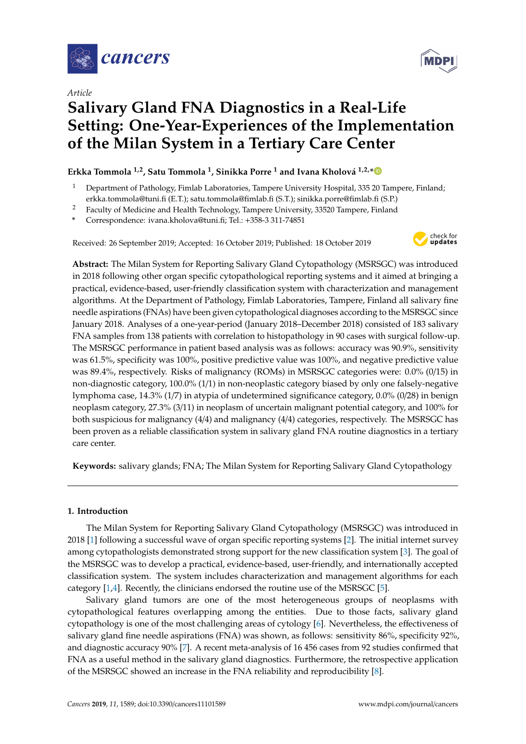*Article*

# Salivary Gland FNA Diagnostics in a Real-Life Setting: One-Year-Experiences of the Implementation of the Milan System in a Tertiary Care Center

**Erkka Tommola [1,2], Satu Tommola [1], Sinikka Porre [1] and Ivana Kholová [1,2,*]**

[1] Department of Pathology, Fimlab Laboratories, Tampere University Hospital, 335 20 Tampere, Finland; erkka.tommola@tuni.fi (E.T.); satu.tommola@fimlab.fi (S.T.); sinikka.porre@fimlab.fi (S.P.)

[2] Faculty of Medicine and Health Technology, Tampere University, 33520 Tampere, Finland

\* Correspondence: ivana.kholova@tuni.fi; Tel.: +358-3 311-74851

Received: 26 September 2019; Accepted: 16 October 2019; Published: 18 October 2019

**Abstract:** The Milan System for Reporting Salivary Gland Cytopathology (MSRSGC) was introduced in 2018 following other organ specific cytopathological reporting systems and it aimed at bringing a practical, evidence-based, user-friendly classification system with characterization and management algorithms. At the Department of Pathology, Fimlab Laboratories, Tampere, Finland all salivary fine needle aspirations (FNAs) have been given cytopathological diagnoses according to the MSRSGC since January 2018. Analyses of a one-year-period (January 2018–December 2018) consisted of 183 salivary FNA samples from 138 patients with correlation to histopathology in 90 cases with surgical follow-up. The MSRSGC performance in patient based analysis was as follows: accuracy was 90.9%, sensitivity was 61.5%, specificity was 100%, positive predictive value was 100%, and negative predictive value was 89.4%, respectively. Risks of malignancy (ROMs) in MSRSGC categories were: 0.0% (0/15) in non-diagnostic category, 100.0% (1/1) in non-neoplastic category biased by only one falsely-negative lymphoma case, 14.3% (1/7) in atypia of undetermined significance category, 0.0% (0/28) in benign neoplasm category, 27.3% (3/11) in neoplasm of uncertain malignant potential category, and 100% for both suspicious for malignancy (4/4) and malignancy (4/4) categories, respectively. The MSRSGC has been proven as a reliable classification system in salivary gland FNA routine diagnostics in a tertiary care center.

**Keywords:** salivary glands; FNA; The Milan System for Reporting Salivary Gland Cytopathology

## 1. Introduction

The Milan System for Reporting Salivary Gland Cytopathology (MSRSGC) was introduced in 2018 [1] following a successful wave of organ specific reporting systems [2]. The initial internet survey among cytopathologists demonstrated strong support for the new classification system [3]. The goal of the MSRSGC was to develop a practical, evidence-based, user-friendly, and internationally accepted classification system. The system includes characterization and management algorithms for each category [1,4]. Recently, the clinicians endorsed the routine use of the MSRSGC [5].

Salivary gland tumors are one of the most heterogeneous groups of neoplasms with cytopathological features overlapping among the entities. Due to those facts, salivary gland cytopathology is one of the most challenging areas of cytology [6]. Nevertheless, the effectiveness of salivary gland fine needle aspirations (FNA) was shown, as follows: sensitivity 86%, specificity 92%, and diagnostic accuracy 90% [7]. A recent meta-analysis of 16 456 cases from 92 studies confirmed that FNA as a useful method in the salivary gland diagnostics. Furthermore, the retrospective application of the MSRSGC showed an increase in the FNA reliability and reproducibility [8].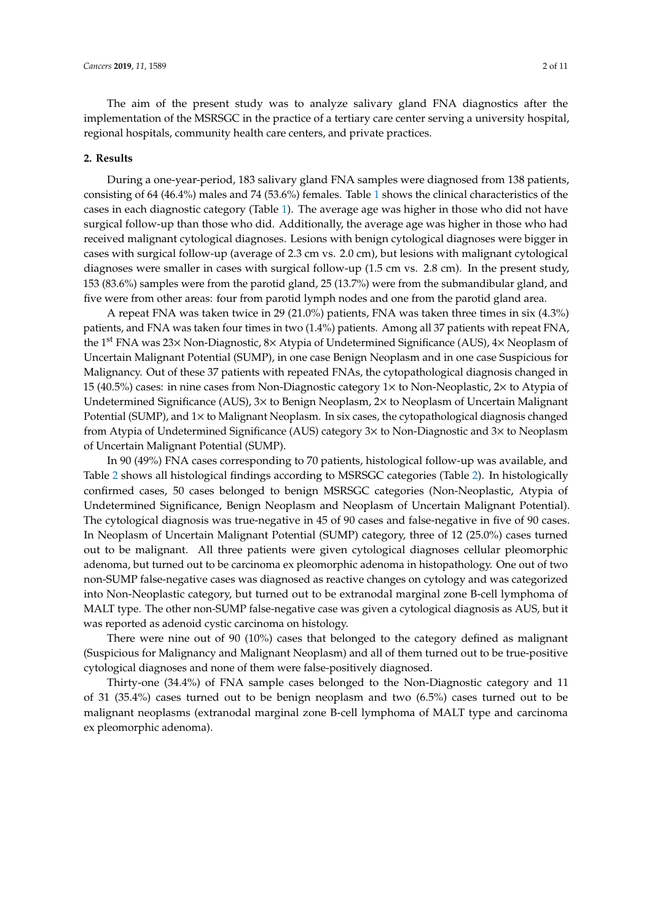The aim of the present study was to analyze salivary gland FNA diagnostics after the implementation of the MSRSGC in the practice of a tertiary care center serving a university hospital, regional hospitals, community health care centers, and private practices.

## 2. Results

During a one-year-period, 183 salivary gland FNA samples were diagnosed from 138 patients, consisting of 64 (46.4%) males and 74 (53.6%) females. Table 1 shows the clinical characteristics of the cases in each diagnostic category (Table 1). The average age was higher in those who did not have surgical follow-up than those who did. Additionally, the average age was higher in those who had received malignant cytological diagnoses. Lesions with benign cytological diagnoses were bigger in cases with surgical follow-up (average of 2.3 cm vs. 2.0 cm), but lesions with malignant cytological diagnoses were smaller in cases with surgical follow-up (1.5 cm vs. 2.8 cm). In the present study, 153 (83.6%) samples were from the parotid gland, 25 (13.7%) were from the submandibular gland, and five were from other areas: four from parotid lymph nodes and one from the parotid gland area.

A repeat FNA was taken twice in 29 (21.0%) patients, FNA was taken three times in six (4.3%) patients, and FNA was taken four times in two (1.4%) patients. Among all 37 patients with repeat FNA, the 1st FNA was 23× Non-Diagnostic, 8× Atypia of Undetermined Significance (AUS), 4× Neoplasm of Uncertain Malignant Potential (SUMP), in one case Benign Neoplasm and in one case Suspicious for Malignancy. Out of these 37 patients with repeated FNAs, the cytopathological diagnosis changed in 15 (40.5%) cases: in nine cases from Non-Diagnostic category 1× to Non-Neoplastic, 2× to Atypia of Undetermined Significance (AUS), 3× to Benign Neoplasm, 2× to Neoplasm of Uncertain Malignant Potential (SUMP), and 1× to Malignant Neoplasm. In six cases, the cytopathological diagnosis changed from Atypia of Undetermined Significance (AUS) category 3× to Non-Diagnostic and 3× to Neoplasm of Uncertain Malignant Potential (SUMP).

In 90 (49%) FNA cases corresponding to 70 patients, histological follow-up was available, and Table 2 shows all histological findings according to MSRSGC categories (Table 2). In histologically confirmed cases, 50 cases belonged to benign MSRSGC categories (Non-Neoplastic, Atypia of Undetermined Significance, Benign Neoplasm and Neoplasm of Uncertain Malignant Potential). The cytological diagnosis was true-negative in 45 of 90 cases and false-negative in five of 90 cases. In Neoplasm of Uncertain Malignant Potential (SUMP) category, three of 12 (25.0%) cases turned out to be malignant. All three patients were given cytological diagnoses cellular pleomorphic adenoma, but turned out to be carcinoma ex pleomorphic adenoma in histopathology. One out of two non-SUMP false-negative cases was diagnosed as reactive changes on cytology and was categorized into Non-Neoplastic category, but turned out to be extranodal marginal zone B-cell lymphoma of MALT type. The other non-SUMP false-negative case was given a cytological diagnosis as AUS, but it was reported as adenoid cystic carcinoma on histology.

There were nine out of 90 (10%) cases that belonged to the category defined as malignant (Suspicious for Malignancy and Malignant Neoplasm) and all of them turned out to be true-positive cytological diagnoses and none of them were false-positively diagnosed.

Thirty-one (34.4%) of FNA sample cases belonged to the Non-Diagnostic category and 11 of 31 (35.4%) cases turned out to be benign neoplasm and two (6.5%) cases turned out to be malignant neoplasms (extranodal marginal zone B-cell lymphoma of MALT type and carcinoma ex pleomorphic adenoma).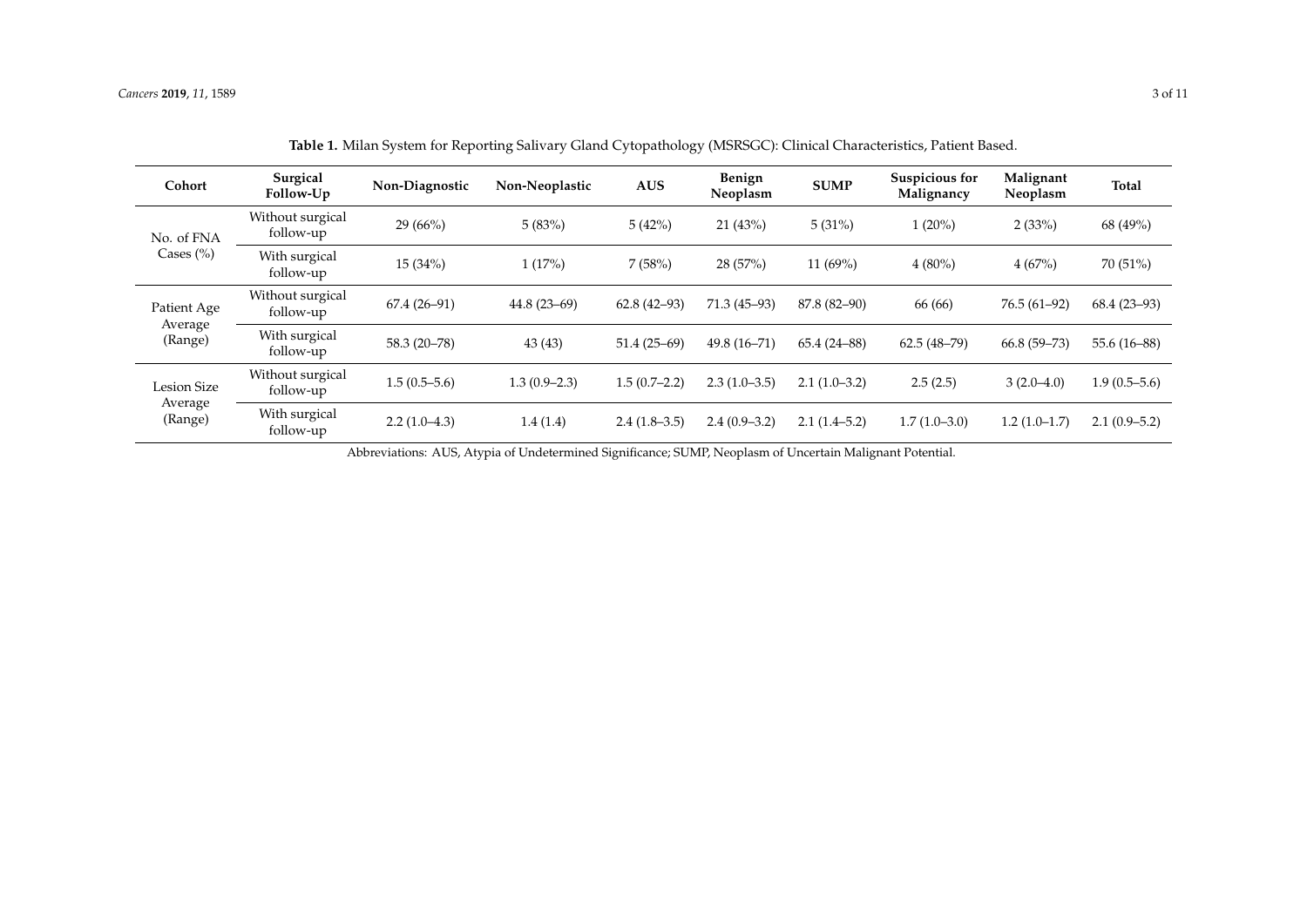**Table 1.** Milan System for Reporting Salivary Gland Cytopathology (MSRSGC): Clinical Characteristics, Patient Based.

| Cohort | Surgical Follow-Up | Non-Diagnostic | Non-Neoplastic | AUS | Benign Neoplasm | SUMP | Suspicious for Malignancy | Malignant Neoplasm | Total |
|---|---|---|---|---|---|---|---|---|---|
| No. of FNA Cases (%) | Without surgical follow-up | 29 (66%) | 5 (83%) | 5 (42%) | 21 (43%) | 5 (31%) | 1 (20%) | 2 (33%) | 68 (49%) |
| | With surgical follow-up | 15 (34%) | 1 (17%) | 7 (58%) | 28 (57%) | 11 (69%) | 4 (80%) | 4 (67%) | 70 (51%) |
| Patient Age Average (Range) | Without surgical follow-up | 67.4 (26–91) | 44.8 (23–69) | 62.8 (42–93) | 71.3 (45–93) | 87.8 (82–90) | 66 (66) | 76.5 (61–92) | 68.4 (23–93) |
| | With surgical follow-up | 58.3 (20–78) | 43 (43) | 51.4 (25–69) | 49.8 (16–71) | 65.4 (24–88) | 62.5 (48–79) | 66.8 (59–73) | 55.6 (16–88) |
| Lesion Size Average (Range) | Without surgical follow-up | 1.5 (0.5–5.6) | 1.3 (0.9–2.3) | 1.5 (0.7–2.2) | 2.3 (1.0–3.5) | 2.1 (1.0–3.2) | 2.5 (2.5) | 3 (2.0–4.0) | 1.9 (0.5–5.6) |
| | With surgical follow-up | 2.2 (1.0–4.3) | 1.4 (1.4) | 2.4 (1.8–3.5) | 2.4 (0.9–3.2) | 2.1 (1.4–5.2) | 1.7 (1.0–3.0) | 1.2 (1.0–1.7) | 2.1 (0.9–5.2) |

Abbreviations: AUS, Atypia of Undetermined Significance; SUMP, Neoplasm of Uncertain Malignant Potential.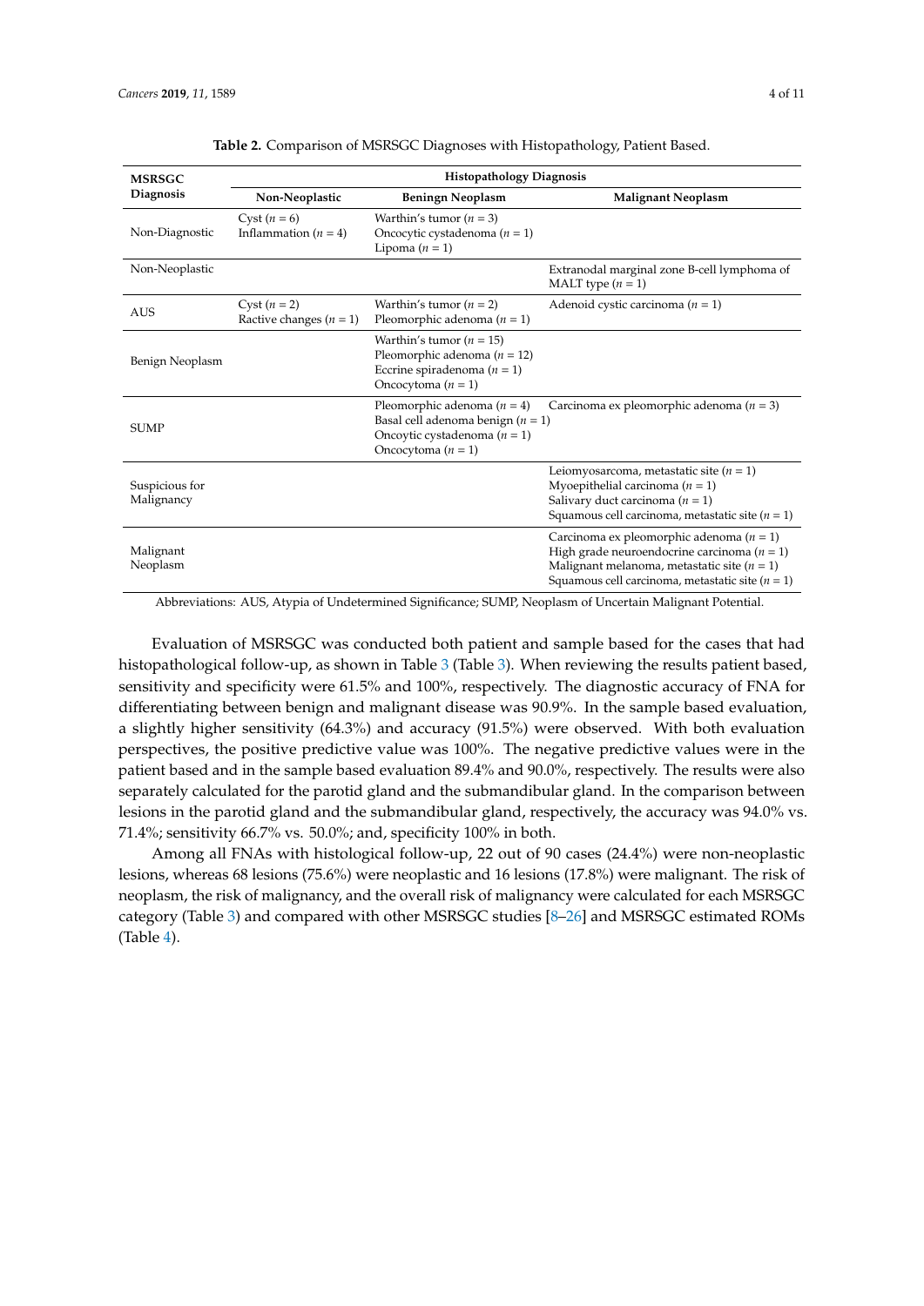**Table 2.** Comparison of MSRSGC Diagnoses with Histopathology, Patient Based.

| MSRSGC Diagnosis | Histopathology Diagnosis | | |
|---|---|---|---|
| | Non-Neoplastic | Beningn Neoplasm | Malignant Neoplasm |
| Non-Diagnostic | Cyst ($n$ = 6)<br>Inflammation ($n$ = 4) | Warthin's tumor ($n$ = 3)<br>Oncocytic cystadenoma ($n$ = 1)<br>Lipoma ($n$ = 1) | |
| Non-Neoplastic | | | Extranodal marginal zone B-cell lymphoma of MALT type ($n$ = 1) |
| AUS | Cyst ($n$ = 2)<br>Ractive changes ($n$ = 1) | Warthin's tumor ($n$ = 2)<br>Pleomorphic adenoma ($n$ = 1) | Adenoid cystic carcinoma ($n$ = 1) |
| Benign Neoplasm | | Warthin's tumor ($n$ = 15)<br>Pleomorphic adenoma ($n$ = 12)<br>Eccrine spiradenoma ($n$ = 1)<br>Oncocytoma ($n$ = 1) | |
| SUMP | | Pleomorphic adenoma ($n$ = 4)<br>Basal cell adenoma benign ($n$ = 1)<br>Oncoytic cystadenoma ($n$ = 1)<br>Oncocytoma ($n$ = 1) | Carcinoma ex pleomorphic adenoma ($n$ = 3) |
| Suspicious for Malignancy | | | Leiomyosarcoma, metastatic site ($n$ = 1)<br>Myoepithelial carcinoma ($n$ = 1)<br>Salivary duct carcinoma ($n$ = 1)<br>Squamous cell carcinoma, metastatic site ($n$ = 1) |
| Malignant Neoplasm | | | Carcinoma ex pleomorphic adenoma ($n$ = 1)<br>High grade neuroendocrine carcinoma ($n$ = 1)<br>Malignant melanoma, metastatic site ($n$ = 1)<br>Squamous cell carcinoma, metastatic site ($n$ = 1) |

Abbreviations: AUS, Atypia of Undetermined Significance; SUMP, Neoplasm of Uncertain Malignant Potential.

Evaluation of MSRSGC was conducted both patient and sample based for the cases that had histopathological follow-up, as shown in Table 3 (Table 3). When reviewing the results patient based, sensitivity and specificity were 61.5% and 100%, respectively. The diagnostic accuracy of FNA for differentiating between benign and malignant disease was 90.9%. In the sample based evaluation, a slightly higher sensitivity (64.3%) and accuracy (91.5%) were observed. With both evaluation perspectives, the positive predictive value was 100%. The negative predictive values were in the patient based and in the sample based evaluation 89.4% and 90.0%, respectively. The results were also separately calculated for the parotid gland and the submandibular gland. In the comparison between lesions in the parotid gland and the submandibular gland, respectively, the accuracy was 94.0% vs. 71.4%; sensitivity 66.7% vs. 50.0%; and, specificity 100% in both.

Among all FNAs with histological follow-up, 22 out of 90 cases (24.4%) were non-neoplastic lesions, whereas 68 lesions (75.6%) were neoplastic and 16 lesions (17.8%) were malignant. The risk of neoplasm, the risk of malignancy, and the overall risk of malignancy were calculated for each MSRSGC category (Table 3) and compared with other MSRSGC studies [8–26] and MSRSGC estimated ROMs (Table 4).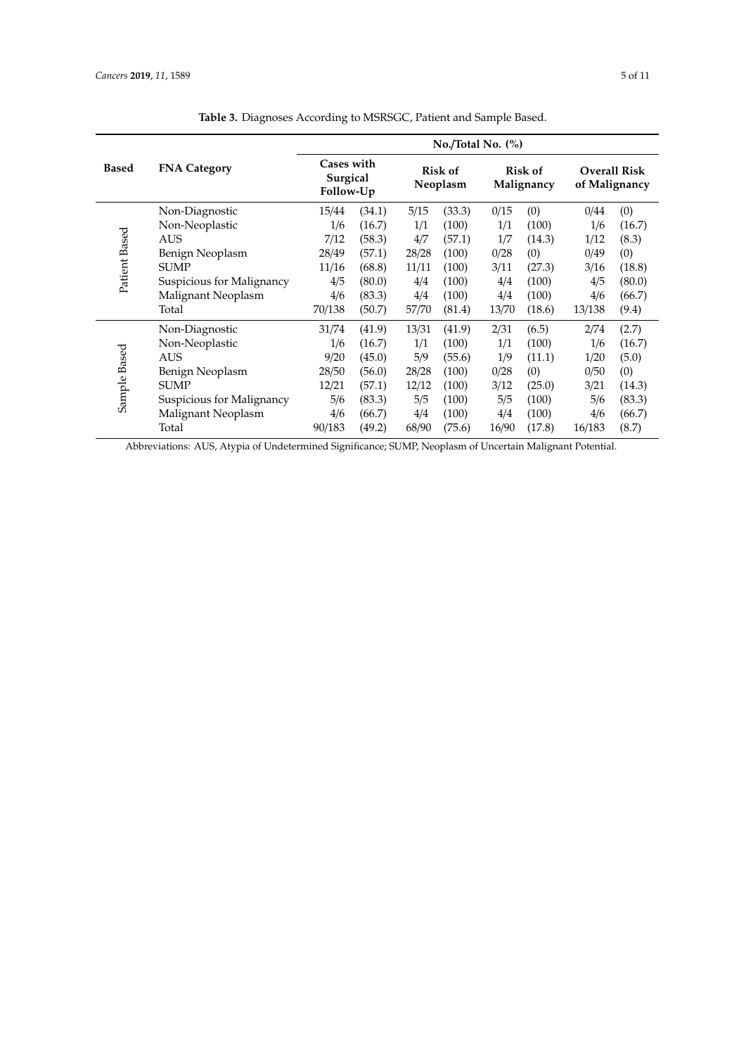**Table 3.** Diagnoses According to MSRSGC, Patient and Sample Based.

| Based | FNA Category | No./Total No. (%) | | | | | | | |
|---|---|---|---|---|---|---|---|---|---|
| | | Cases with Surgical Follow-Up | | Risk of Neoplasm | | Risk of Malignancy | | Overall Risk of Malignancy | |
| Patient Based | Non-Diagnostic | 15/44 | (34.1) | 5/15 | (33.3) | 0/15 | (0) | 0/44 | (0) |
| | Non-Neoplastic | 1/6 | (16.7) | 1/1 | (100) | 1/1 | (100) | 1/6 | (16.7) |
| | AUS | 7/12 | (58.3) | 4/7 | (57.1) | 1/7 | (14.3) | 1/12 | (8.3) |
| | Benign Neoplasm | 28/49 | (57.1) | 28/28 | (100) | 0/28 | (0) | 0/49 | (0) |
| | SUMP | 11/16 | (68.8) | 11/11 | (100) | 3/11 | (27.3) | 3/16 | (18.8) |
| | Suspicious for Malignancy | 4/5 | (80.0) | 4/4 | (100) | 4/4 | (100) | 4/5 | (80.0) |
| | Malignant Neoplasm | 4/6 | (83.3) | 4/4 | (100) | 4/4 | (100) | 4/6 | (66.7) |
| | Total | 70/138 | (50.7) | 57/70 | (81.4) | 13/70 | (18.6) | 13/138 | (9.4) |
| Sample Based | Non-Diagnostic | 31/74 | (41.9) | 13/31 | (41.9) | 2/31 | (6.5) | 2/74 | (2.7) |
| | Non-Neoplastic | 1/6 | (16.7) | 1/1 | (100) | 1/1 | (100) | 1/6 | (16.7) |
| | AUS | 9/20 | (45.0) | 5/9 | (55.6) | 1/9 | (11.1) | 1/20 | (5.0) |
| | Benign Neoplasm | 28/50 | (56.0) | 28/28 | (100) | 0/28 | (0) | 0/50 | (0) |
| | SUMP | 12/21 | (57.1) | 12/12 | (100) | 3/12 | (25.0) | 3/21 | (14.3) |
| | Suspicious for Malignancy | 5/6 | (83.3) | 5/5 | (100) | 5/5 | (100) | 5/6 | (83.3) |
| | Malignant Neoplasm | 4/6 | (66.7) | 4/4 | (100) | 4/4 | (100) | 4/6 | (66.7) |
| | Total | 90/183 | (49.2) | 68/90 | (75.6) | 16/90 | (17.8) | 16/183 | (8.7) |

Abbreviations: AUS, Atypia of Undetermined Significance; SUMP, Neoplasm of Uncertain Malignant Potential.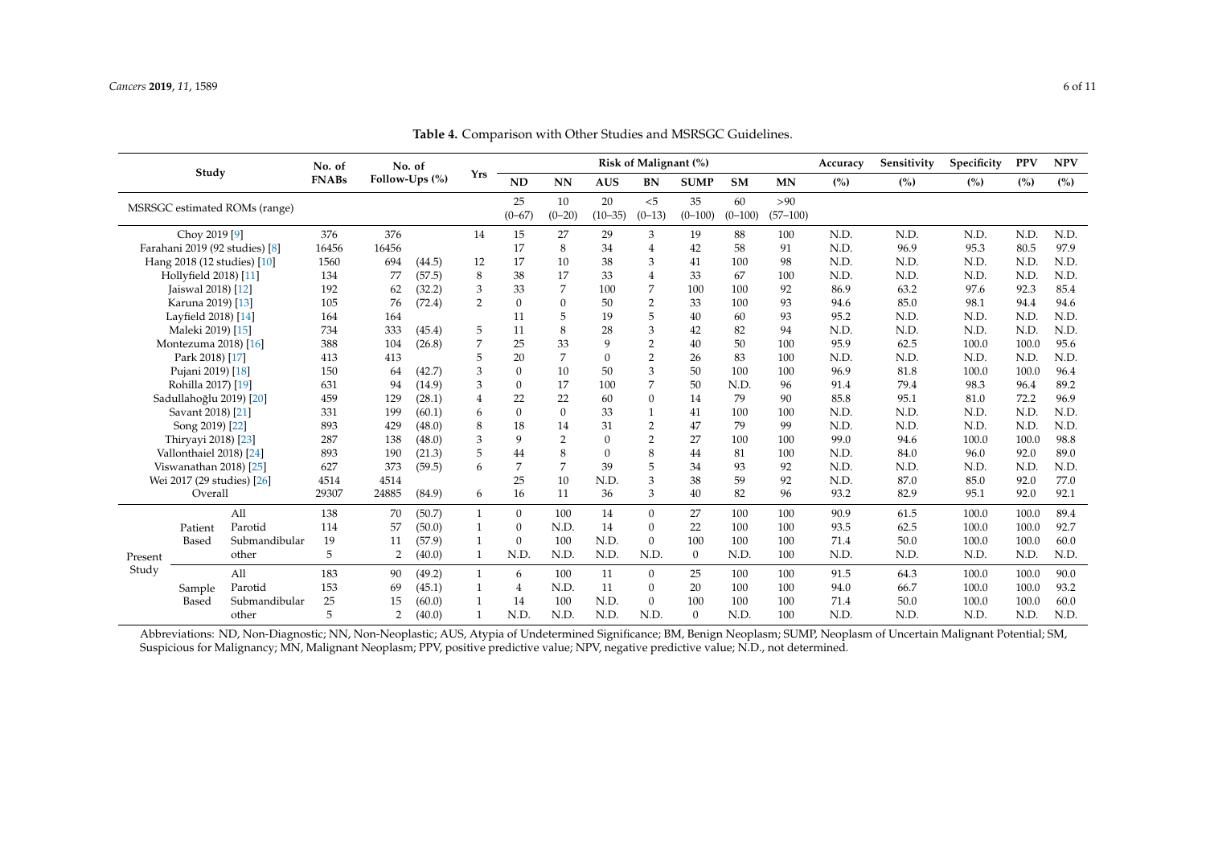**Table 4.** Comparison with Other Studies and MSRSGC Guidelines.

| Study | | | No. of FNABs | No. of Follow-Ups (%) | | Yrs | Risk of Malignant (%) | | | | | | | Accuracy (%) | Sensitivity (%) | Specificity (%) | PPV (%) | NPV (%) |
|---|---|---|---|---|---|---|---|---|---|---|---|---|---|---|---|---|---|---|
| | | | | | | | ND | NN | AUS | BN | SUMP | SM | MN | | | | | |
| MSRSGC estimated ROMs (range) | | | | | | | 25 (0–67) | 10 (0–20) | 20 (10–35) | <5 (0–13) | 35 (0–100) | 60 (0–100) | >90 (57–100) | | | | | |
| Choy 2019 [9] | | | 376 | 376 | | 14 | 15 | 27 | 29 | 3 | 19 | 88 | 100 | N.D. | N.D. | N.D. | N.D. | N.D. |
| Farahani 2019 (92 studies) [8] | | | 16456 | 16456 | | | 17 | 8 | 34 | 4 | 42 | 58 | 91 | N.D. | 96.9 | 95.3 | 80.5 | 97.9 |
| Hang 2018 (12 studies) [10] | | | 1560 | 694 | (44.5) | 12 | 17 | 10 | 38 | 3 | 41 | 100 | 98 | N.D. | N.D. | N.D. | N.D. | N.D. |
| Hollyfield 2018) [11] | | | 134 | 77 | (57.5) | 8 | 38 | 17 | 33 | 4 | 33 | 67 | 100 | N.D. | N.D. | N.D. | N.D. | N.D. |
| Jaiswal 2018) [12] | | | 192 | 62 | (32.2) | 3 | 33 | 7 | 100 | 7 | 100 | 100 | 92 | 86.9 | 63.2 | 97.6 | 92.3 | 85.4 |
| Karuna 2019) [13] | | | 105 | 76 | (72.4) | 2 | 0 | 0 | 50 | 2 | 33 | 100 | 93 | 94.6 | 85.0 | 98.1 | 94.4 | 94.6 |
| Layfield 2018) [14] | | | 164 | 164 | | | 11 | 5 | 19 | 5 | 40 | 60 | 93 | 95.2 | N.D. | N.D. | N.D. | N.D. |
| Maleki 2019) [15] | | | 734 | 333 | (45.4) | 5 | 11 | 8 | 28 | 3 | 42 | 82 | 94 | N.D. | N.D. | N.D. | N.D. | N.D. |
| Montezuma 2018) [16] | | | 388 | 104 | (26.8) | 7 | 25 | 33 | 9 | 2 | 40 | 50 | 100 | 95.9 | 62.5 | 100.0 | 100.0 | 95.6 |
| Park 2018) [17] | | | 413 | 413 | | 5 | 20 | 7 | 0 | 2 | 26 | 83 | 100 | N.D. | N.D. | N.D. | N.D. | N.D. |
| Pujani 2019) [18] | | | 150 | 64 | (42.7) | 3 | 0 | 10 | 50 | 3 | 50 | 100 | 100 | 96.9 | 81.8 | 100.0 | 100.0 | 96.4 |
| Rohilla 2017) [19] | | | 631 | 94 | (14.9) | 3 | 0 | 17 | 100 | 7 | 50 | N.D. | 96 | 91.4 | 79.4 | 98.3 | 96.4 | 89.2 |
| Sadullahoğlu 2019) [20] | | | 459 | 129 | (28.1) | 4 | 22 | 22 | 60 | 0 | 14 | 79 | 90 | 85.8 | 95.1 | 81.0 | 72.2 | 96.9 |
| Savant 2018) [21] | | | 331 | 199 | (60.1) | 6 | 0 | 0 | 33 | 1 | 41 | 100 | 100 | N.D. | N.D. | N.D. | N.D. | N.D. |
| Song 2019) [22] | | | 893 | 429 | (48.0) | 8 | 18 | 14 | 31 | 2 | 47 | 79 | 99 | N.D. | N.D. | N.D. | N.D. | N.D. |
| Thiryayi 2018) [23] | | | 287 | 138 | (48.0) | 3 | 9 | 2 | 0 | 2 | 27 | 100 | 100 | 99.0 | 94.6 | 100.0 | 100.0 | 98.8 |
| Vallonthaiel 2018) [24] | | | 893 | 190 | (21.3) | 5 | 44 | 8 | 0 | 8 | 44 | 81 | 100 | N.D. | 84.0 | 96.0 | 92.0 | 89.0 |
| Viswanathan 2018) [25] | | | 627 | 373 | (59.5) | 6 | 7 | 7 | 39 | 5 | 34 | 93 | 92 | N.D. | N.D. | N.D. | N.D. | N.D. |
| Wei 2017 (29 studies) [26] | | | 4514 | 4514 | | | 25 | 10 | N.D. | 3 | 38 | 59 | 92 | N.D. | 87.0 | 85.0 | 92.0 | 77.0 |
| Overall | | | 29307 | 24885 | (84.9) | 6 | 16 | 11 | 36 | 3 | 40 | 82 | 96 | 93.2 | 82.9 | 95.1 | 92.0 | 92.1 |
| Present Study | Patient Based | All | 138 | 70 | (50.7) | 1 | 0 | 100 | 14 | 0 | 27 | 100 | 100 | 90.9 | 61.5 | 100.0 | 100.0 | 89.4 |
| | | Parotid | 114 | 57 | (50.0) | 1 | 0 | N.D. | 14 | 0 | 22 | 100 | 100 | 93.5 | 62.5 | 100.0 | 100.0 | 92.7 |
| | | Submandibular | 19 | 11 | (57.9) | 1 | 0 | 100 | N.D. | 0 | 100 | 100 | 100 | 71.4 | 50.0 | 100.0 | 100.0 | 60.0 |
| | | other | 5 | 2 | (40.0) | 1 | N.D. | N.D. | N.D. | N.D. | 0 | N.D. | 100 | N.D. | N.D. | N.D. | N.D. | N.D. |
| | Sample Based | All | 183 | 90 | (49.2) | 1 | 6 | 100 | 11 | 0 | 25 | 100 | 100 | 91.5 | 64.3 | 100.0 | 100.0 | 90.0 |
| | | Parotid | 153 | 69 | (45.1) | 1 | 4 | N.D. | 11 | 0 | 20 | 100 | 100 | 94.0 | 66.7 | 100.0 | 100.0 | 93.2 |
| | | Submandibular | 25 | 15 | (60.0) | 1 | 14 | 100 | N.D. | 0 | 100 | 100 | 100 | 71.4 | 50.0 | 100.0 | 100.0 | 60.0 |
| | | other | 5 | 2 | (40.0) | 1 | N.D. | N.D. | N.D. | N.D. | 0 | N.D. | 100 | N.D. | N.D. | N.D. | N.D. | N.D. |

Abbreviations: ND, Non-Diagnostic; NN, Non-Neoplastic; AUS, Atypia of Undetermined Significance; BM, Benign Neoplasm; SUMP, Neoplasm of Uncertain Malignant Potential; SM, Suspicious for Malignancy; MN, Malignant Neoplasm; PPV, positive predictive value; NPV, negative predictive value; N.D., not determined.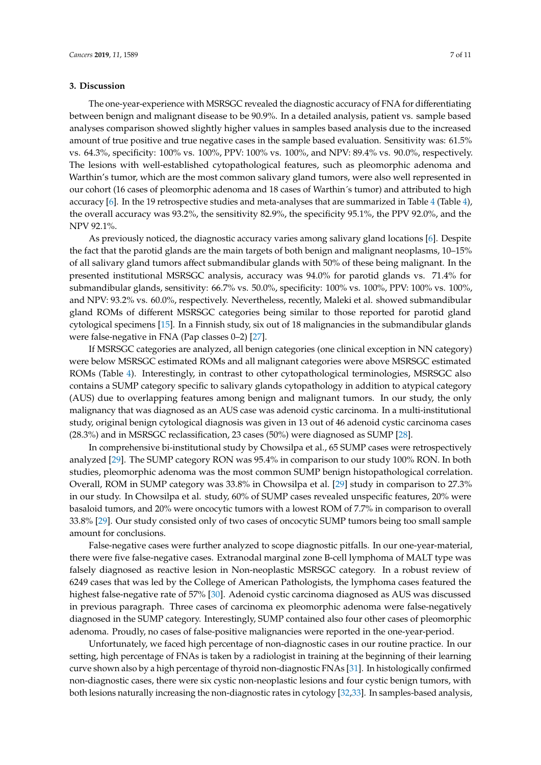## 3. Discussion

The one-year-experience with MSRSGC revealed the diagnostic accuracy of FNA for differentiating between benign and malignant disease to be 90.9%. In a detailed analysis, patient vs. sample based analyses comparison showed slightly higher values in samples based analysis due to the increased amount of true positive and true negative cases in the sample based evaluation. Sensitivity was: 61.5% vs. 64.3%, specificity: 100% vs. 100%, PPV: 100% vs. 100%, and NPV: 89.4% vs. 90.0%, respectively. The lesions with well-established cytopathological features, such as pleomorphic adenoma and Warthin's tumor, which are the most common salivary gland tumors, were also well represented in our cohort (16 cases of pleomorphic adenoma and 18 cases of Warthin´s tumor) and attributed to high accuracy [6]. In the 19 retrospective studies and meta-analyses that are summarized in Table 4 (Table 4), the overall accuracy was 93.2%, the sensitivity 82.9%, the specificity 95.1%, the PPV 92.0%, and the NPV 92.1%.

As previously noticed, the diagnostic accuracy varies among salivary gland locations [6]. Despite the fact that the parotid glands are the main targets of both benign and malignant neoplasms, 10–15% of all salivary gland tumors affect submandibular glands with 50% of these being malignant. In the presented institutional MSRSGC analysis, accuracy was 94.0% for parotid glands vs. 71.4% for submandibular glands, sensitivity: 66.7% vs. 50.0%, specificity: 100% vs. 100%, PPV: 100% vs. 100%, and NPV: 93.2% vs. 60.0%, respectively. Nevertheless, recently, Maleki et al. showed submandibular gland ROMs of different MSRSGC categories being similar to those reported for parotid gland cytological specimens [15]. In a Finnish study, six out of 18 malignancies in the submandibular glands were false-negative in FNA (Pap classes 0–2) [27].

If MSRSGC categories are analyzed, all benign categories (one clinical exception in NN category) were below MSRSGC estimated ROMs and all malignant categories were above MSRSGC estimated ROMs (Table 4). Interestingly, in contrast to other cytopathological terminologies, MSRSGC also contains a SUMP category specific to salivary glands cytopathology in addition to atypical category (AUS) due to overlapping features among benign and malignant tumors. In our study, the only malignancy that was diagnosed as an AUS case was adenoid cystic carcinoma. In a multi-institutional study, original benign cytological diagnosis was given in 13 out of 46 adenoid cystic carcinoma cases (28.3%) and in MSRSGC reclassification, 23 cases (50%) were diagnosed as SUMP [28].

In comprehensive bi-institutional study by Chowsilpa et al., 65 SUMP cases were retrospectively analyzed [29]. The SUMP category RON was 95.4% in comparison to our study 100% RON. In both studies, pleomorphic adenoma was the most common SUMP benign histopathological correlation. Overall, ROM in SUMP category was 33.8% in Chowsilpa et al. [29] study in comparison to 27.3% in our study. In Chowsilpa et al. study, 60% of SUMP cases revealed unspecific features, 20% were basaloid tumors, and 20% were oncocytic tumors with a lowest ROM of 7.7% in comparison to overall 33.8% [29]. Our study consisted only of two cases of oncocytic SUMP tumors being too small sample amount for conclusions.

False-negative cases were further analyzed to scope diagnostic pitfalls. In our one-year-material, there were five false-negative cases. Extranodal marginal zone B-cell lymphoma of MALT type was falsely diagnosed as reactive lesion in Non-neoplastic MSRSGC category. In a robust review of 6249 cases that was led by the College of American Pathologists, the lymphoma cases featured the highest false-negative rate of 57% [30]. Adenoid cystic carcinoma diagnosed as AUS was discussed in previous paragraph. Three cases of carcinoma ex pleomorphic adenoma were false-negatively diagnosed in the SUMP category. Interestingly, SUMP contained also four other cases of pleomorphic adenoma. Proudly, no cases of false-positive malignancies were reported in the one-year-period.

Unfortunately, we faced high percentage of non-diagnostic cases in our routine practice. In our setting, high percentage of FNAs is taken by a radiologist in training at the beginning of their learning curve shown also by a high percentage of thyroid non-diagnostic FNAs [31]. In histologically confirmed non-diagnostic cases, there were six cystic non-neoplastic lesions and four cystic benign tumors, with both lesions naturally increasing the non-diagnostic rates in cytology [32,33]. In samples-based analysis,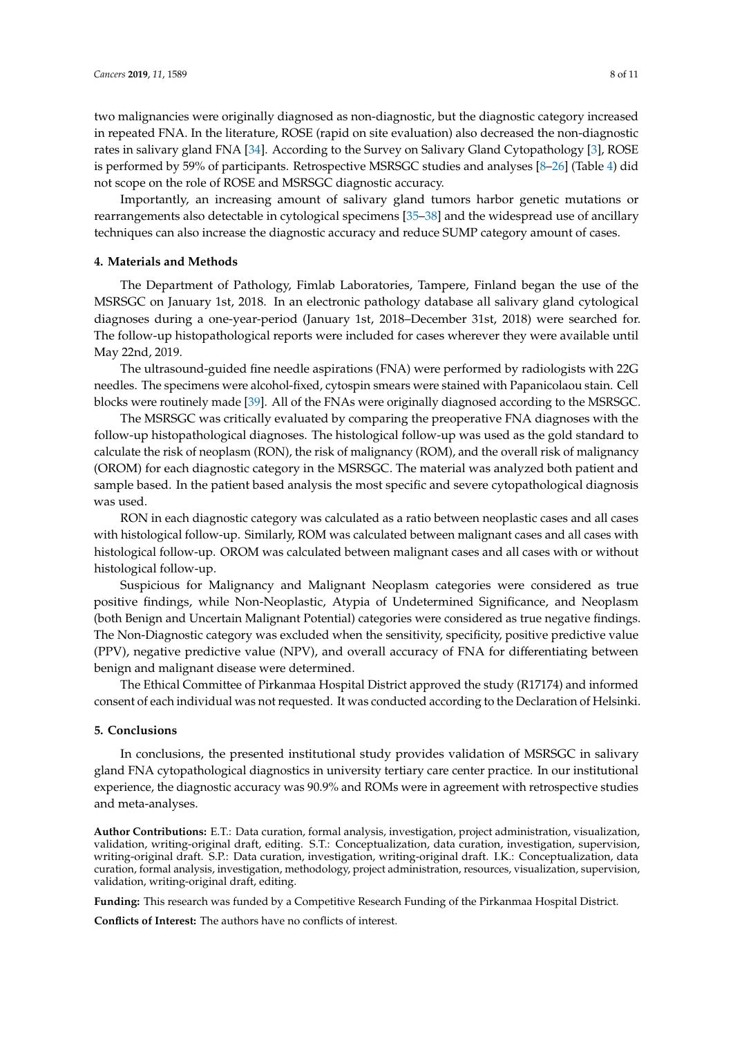two malignancies were originally diagnosed as non-diagnostic, but the diagnostic category increased in repeated FNA. In the literature, ROSE (rapid on site evaluation) also decreased the non-diagnostic rates in salivary gland FNA [34]. According to the Survey on Salivary Gland Cytopathology [3], ROSE is performed by 59% of participants. Retrospective MSRSGC studies and analyses [8–26] (Table 4) did not scope on the role of ROSE and MSRSGC diagnostic accuracy.

Importantly, an increasing amount of salivary gland tumors harbor genetic mutations or rearrangements also detectable in cytological specimens [35–38] and the widespread use of ancillary techniques can also increase the diagnostic accuracy and reduce SUMP category amount of cases.

## 4. Materials and Methods

The Department of Pathology, Fimlab Laboratories, Tampere, Finland began the use of the MSRSGC on January 1st, 2018. In an electronic pathology database all salivary gland cytological diagnoses during a one-year-period (January 1st, 2018–December 31st, 2018) were searched for. The follow-up histopathological reports were included for cases wherever they were available until May 22nd, 2019.

The ultrasound-guided fine needle aspirations (FNA) were performed by radiologists with 22G needles. The specimens were alcohol-fixed, cytospin smears were stained with Papanicolaou stain. Cell blocks were routinely made [39]. All of the FNAs were originally diagnosed according to the MSRSGC.

The MSRSGC was critically evaluated by comparing the preoperative FNA diagnoses with the follow-up histopathological diagnoses. The histological follow-up was used as the gold standard to calculate the risk of neoplasm (RON), the risk of malignancy (ROM), and the overall risk of malignancy (OROM) for each diagnostic category in the MSRSGC. The material was analyzed both patient and sample based. In the patient based analysis the most specific and severe cytopathological diagnosis was used.

RON in each diagnostic category was calculated as a ratio between neoplastic cases and all cases with histological follow-up. Similarly, ROM was calculated between malignant cases and all cases with histological follow-up. OROM was calculated between malignant cases and all cases with or without histological follow-up.

Suspicious for Malignancy and Malignant Neoplasm categories were considered as true positive findings, while Non-Neoplastic, Atypia of Undetermined Significance, and Neoplasm (both Benign and Uncertain Malignant Potential) categories were considered as true negative findings. The Non-Diagnostic category was excluded when the sensitivity, specificity, positive predictive value (PPV), negative predictive value (NPV), and overall accuracy of FNA for differentiating between benign and malignant disease were determined.

The Ethical Committee of Pirkanmaa Hospital District approved the study (R17174) and informed consent of each individual was not requested. It was conducted according to the Declaration of Helsinki.

## 5. Conclusions

In conclusions, the presented institutional study provides validation of MSRSGC in salivary gland FNA cytopathological diagnostics in university tertiary care center practice. In our institutional experience, the diagnostic accuracy was 90.9% and ROMs were in agreement with retrospective studies and meta-analyses.

**Author Contributions:** E.T.: Data curation, formal analysis, investigation, project administration, visualization, validation, writing-original draft, editing. S.T.: Conceptualization, data curation, investigation, supervision, writing-original draft. S.P.: Data curation, investigation, writing-original draft. I.K.: Conceptualization, data curation, formal analysis, investigation, methodology, project administration, resources, visualization, supervision, validation, writing-original draft, editing.

**Funding:** This research was funded by a Competitive Research Funding of the Pirkanmaa Hospital District.

**Conflicts of Interest:** The authors have no conflicts of interest.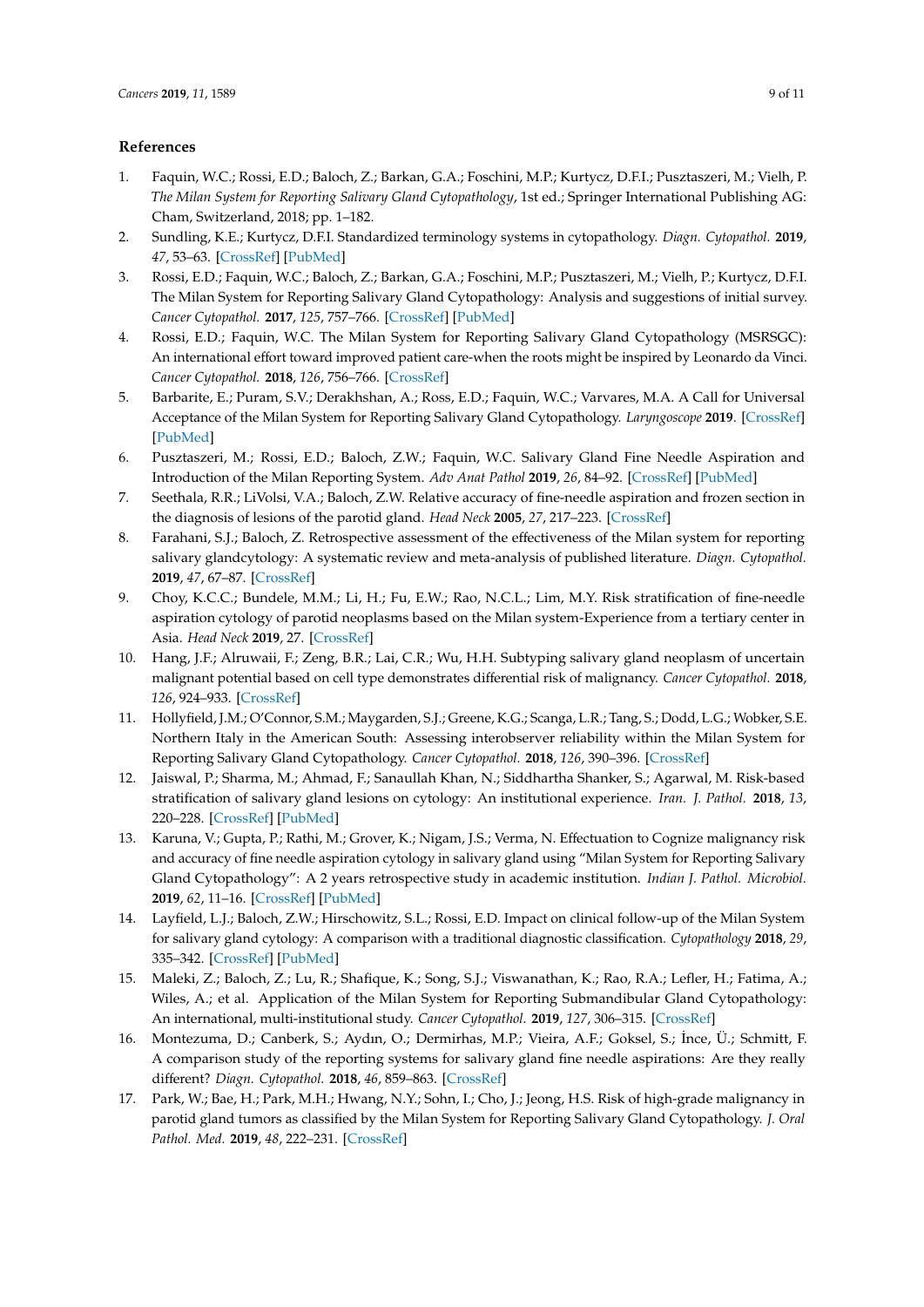## References

1. Faquin, W.C.; Rossi, E.D.; Baloch, Z.; Barkan, G.A.; Foschini, M.P.; Kurtycz, D.F.I.; Pusztaszeri, M.; Vielh, P. *The Milan System for Reporting Salivary Gland Cytopathology*, 1st ed.; Springer International Publishing AG: Cham, Switzerland, 2018; pp. 1–182.
2. Sundling, K.E.; Kurtycz, D.F.I. Standardized terminology systems in cytopathology. *Diagn. Cytopathol.* **2019**, *47*, 53–63. [CrossRef] [PubMed]
3. Rossi, E.D.; Faquin, W.C.; Baloch, Z.; Barkan, G.A.; Foschini, M.P.; Pusztaszeri, M.; Vielh, P.; Kurtycz, D.F.I. The Milan System for Reporting Salivary Gland Cytopathology: Analysis and suggestions of initial survey. *Cancer Cytopathol.* **2017**, *125*, 757–766. [CrossRef] [PubMed]
4. Rossi, E.D.; Faquin, W.C. The Milan System for Reporting Salivary Gland Cytopathology (MSRSGC): An international effort toward improved patient care-when the roots might be inspired by Leonardo da Vinci. *Cancer Cytopathol.* **2018**, *126*, 756–766. [CrossRef]
5. Barbarite, E.; Puram, S.V.; Derakhshan, A.; Ross, E.D.; Faquin, W.C.; Varvares, M.A. A Call for Universal Acceptance of the Milan System for Reporting Salivary Gland Cytopathology. *Laryngoscope* **2019**. [CrossRef] [PubMed]
6. Pusztaszeri, M.; Rossi, E.D.; Baloch, Z.W.; Faquin, W.C. Salivary Gland Fine Needle Aspiration and Introduction of the Milan Reporting System. *Adv Anat Pathol* **2019**, *26*, 84–92. [CrossRef] [PubMed]
7. Seethala, R.R.; LiVolsi, V.A.; Baloch, Z.W. Relative accuracy of fine-needle aspiration and frozen section in the diagnosis of lesions of the parotid gland. *Head Neck* **2005**, *27*, 217–223. [CrossRef]
8. Farahani, S.J.; Baloch, Z. Retrospective assessment of the effectiveness of the Milan system for reporting salivary glandcytology: A systematic review and meta-analysis of published literature. *Diagn. Cytopathol.* **2019**, *47*, 67–87. [CrossRef]
9. Choy, K.C.C.; Bundele, M.M.; Li, H.; Fu, E.W.; Rao, N.C.L.; Lim, M.Y. Risk stratification of fine-needle aspiration cytology of parotid neoplasms based on the Milan system-Experience from a tertiary center in Asia. *Head Neck* **2019**, 27. [CrossRef]
10. Hang, J.F.; Alruwaii, F.; Zeng, B.R.; Lai, C.R.; Wu, H.H. Subtyping salivary gland neoplasm of uncertain malignant potential based on cell type demonstrates differential risk of malignancy. *Cancer Cytopathol.* **2018**, *126*, 924–933. [CrossRef]
11. Hollyfield, J.M.; O'Connor, S.M.; Maygarden, S.J.; Greene, K.G.; Scanga, L.R.; Tang, S.; Dodd, L.G.; Wobker, S.E. Northern Italy in the American South: Assessing interobserver reliability within the Milan System for Reporting Salivary Gland Cytopathology. *Cancer Cytopathol.* **2018**, *126*, 390–396. [CrossRef]
12. Jaiswal, P.; Sharma, M.; Ahmad, F.; Sanaullah Khan, N.; Siddhartha Shanker, S.; Agarwal, M. Risk-based stratification of salivary gland lesions on cytology: An institutional experience. *Iran. J. Pathol.* **2018**, *13*, 220–228. [CrossRef] [PubMed]
13. Karuna, V.; Gupta, P.; Rathi, M.; Grover, K.; Nigam, J.S.; Verma, N. Effectuation to Cognize malignancy risk and accuracy of fine needle aspiration cytology in salivary gland using "Milan System for Reporting Salivary Gland Cytopathology": A 2 years retrospective study in academic institution. *Indian J. Pathol. Microbiol.* **2019**, *62*, 11–16. [CrossRef] [PubMed]
14. Layfield, L.J.; Baloch, Z.W.; Hirschowitz, S.L.; Rossi, E.D. Impact on clinical follow-up of the Milan System for salivary gland cytology: A comparison with a traditional diagnostic classification. *Cytopathology* **2018**, *29*, 335–342. [CrossRef] [PubMed]
15. Maleki, Z.; Baloch, Z.; Lu, R.; Shafique, K.; Song, S.J.; Viswanathan, K.; Rao, R.A.; Lefler, H.; Fatima, A.; Wiles, A.; et al. Application of the Milan System for Reporting Submandibular Gland Cytopathology: An international, multi-institutional study. *Cancer Cytopathol.* **2019**, *127*, 306–315. [CrossRef]
16. Montezuma, D.; Canberk, S.; Aydın, O.; Dermirhas, M.P.; Vieira, A.F.; Goksel, S.; İnce, Ü.; Schmitt, F. A comparison study of the reporting systems for salivary gland fine needle aspirations: Are they really different? *Diagn. Cytopathol.* **2018**, *46*, 859–863. [CrossRef]
17. Park, W.; Bae, H.; Park, M.H.; Hwang, N.Y.; Sohn, I.; Cho, J.; Jeong, H.S. Risk of high-grade malignancy in parotid gland tumors as classified by the Milan System for Reporting Salivary Gland Cytopathology. *J. Oral Pathol. Med.* **2019**, *48*, 222–231. [CrossRef]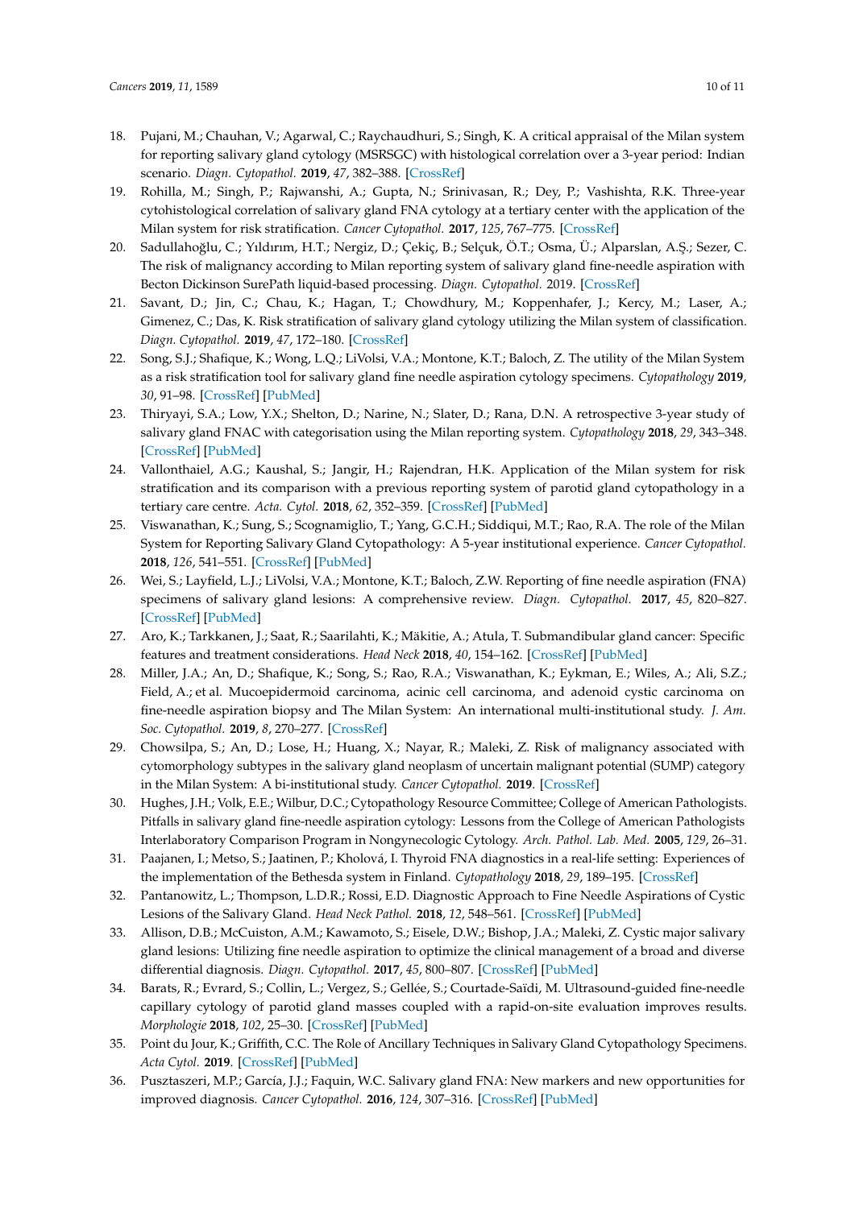18. Pujani, M.; Chauhan, V.; Agarwal, C.; Raychaudhuri, S.; Singh, K. A critical appraisal of the Milan system for reporting salivary gland cytology (MSRSGC) with histological correlation over a 3-year period: Indian scenario. *Diagn. Cytopathol.* **2019**, *47*, 382–388. [CrossRef]
19. Rohilla, M.; Singh, P.; Rajwanshi, A.; Gupta, N.; Srinivasan, R.; Dey, P.; Vashishta, R.K. Three-year cytohistological correlation of salivary gland FNA cytology at a tertiary center with the application of the Milan system for risk stratification. *Cancer Cytopathol.* **2017**, *125*, 767–775. [CrossRef]
20. Sadullahoğlu, C.; Yıldırım, H.T.; Nergiz, D.; Çekiç, B.; Selçuk, Ö.T.; Osma, Ü.; Alparslan, A.Ş.; Sezer, C. The risk of malignancy according to Milan reporting system of salivary gland fine-needle aspiration with Becton Dickinson SurePath liquid-based processing. *Diagn. Cytopathol.* 2019. [CrossRef]
21. Savant, D.; Jin, C.; Chau, K.; Hagan, T.; Chowdhury, M.; Koppenhafer, J.; Kercy, M.; Laser, A.; Gimenez, C.; Das, K. Risk stratification of salivary gland cytology utilizing the Milan system of classification. *Diagn. Cytopathol.* **2019**, *47*, 172–180. [CrossRef]
22. Song, S.J.; Shafique, K.; Wong, L.Q.; LiVolsi, V.A.; Montone, K.T.; Baloch, Z. The utility of the Milan System as a risk stratification tool for salivary gland fine needle aspiration cytology specimens. *Cytopathology* **2019**, *30*, 91–98. [CrossRef] [PubMed]
23. Thiryayi, S.A.; Low, Y.X.; Shelton, D.; Narine, N.; Slater, D.; Rana, D.N. A retrospective 3-year study of salivary gland FNAC with categorisation using the Milan reporting system. *Cytopathology* **2018**, *29*, 343–348. [CrossRef] [PubMed]
24. Vallonthaiel, A.G.; Kaushal, S.; Jangir, H.; Rajendran, H.K. Application of the Milan system for risk stratification and its comparison with a previous reporting system of parotid gland cytopathology in a tertiary care centre. *Acta. Cytol.* **2018**, *62*, 352–359. [CrossRef] [PubMed]
25. Viswanathan, K.; Sung, S.; Scognamiglio, T.; Yang, G.C.H.; Siddiqui, M.T.; Rao, R.A. The role of the Milan System for Reporting Salivary Gland Cytopathology: A 5-year institutional experience. *Cancer Cytopathol.* **2018**, *126*, 541–551. [CrossRef] [PubMed]
26. Wei, S.; Layfield, L.J.; LiVolsi, V.A.; Montone, K.T.; Baloch, Z.W. Reporting of fine needle aspiration (FNA) specimens of salivary gland lesions: A comprehensive review. *Diagn. Cytopathol.* **2017**, *45*, 820–827. [CrossRef] [PubMed]
27. Aro, K.; Tarkkanen, J.; Saat, R.; Saarilahti, K.; Mäkitie, A.; Atula, T. Submandibular gland cancer: Specific features and treatment considerations. *Head Neck* **2018**, *40*, 154–162. [CrossRef] [PubMed]
28. Miller, J.A.; An, D.; Shafique, K.; Song, S.; Rao, R.A.; Viswanathan, K.; Eykman, E.; Wiles, A.; Ali, S.Z.; Field, A.; et al. Mucoepidermoid carcinoma, acinic cell carcinoma, and adenoid cystic carcinoma on fine-needle aspiration biopsy and The Milan System: An international multi-institutional study. *J. Am. Soc. Cytopathol.* **2019**, *8*, 270–277. [CrossRef]
29. Chowsilpa, S.; An, D.; Lose, H.; Huang, X.; Nayar, R.; Maleki, Z. Risk of malignancy associated with cytomorphology subtypes in the salivary gland neoplasm of uncertain malignant potential (SUMP) category in the Milan System: A bi-institutional study. *Cancer Cytopathol.* **2019**. [CrossRef]
30. Hughes, J.H.; Volk, E.E.; Wilbur, D.C.; Cytopathology Resource Committee; College of American Pathologists. Pitfalls in salivary gland fine-needle aspiration cytology: Lessons from the College of American Pathologists Interlaboratory Comparison Program in Nongynecologic Cytology. *Arch. Pathol. Lab. Med.* **2005**, *129*, 26–31.
31. Paajanen, I.; Metso, S.; Jaatinen, P.; Kholová, I. Thyroid FNA diagnostics in a real-life setting: Experiences of the implementation of the Bethesda system in Finland. *Cytopathology* **2018**, *29*, 189–195. [CrossRef]
32. Pantanowitz, L.; Thompson, L.D.R.; Rossi, E.D. Diagnostic Approach to Fine Needle Aspirations of Cystic Lesions of the Salivary Gland. *Head Neck Pathol.* **2018**, *12*, 548–561. [CrossRef] [PubMed]
33. Allison, D.B.; McCuiston, A.M.; Kawamoto, S.; Eisele, D.W.; Bishop, J.A.; Maleki, Z. Cystic major salivary gland lesions: Utilizing fine needle aspiration to optimize the clinical management of a broad and diverse differential diagnosis. *Diagn. Cytopathol.* **2017**, *45*, 800–807. [CrossRef] [PubMed]
34. Barats, R.; Evrard, S.; Collin, L.; Vergez, S.; Gellée, S.; Courtade-Saïdi, M. Ultrasound-guided fine-needle capillary cytology of parotid gland masses coupled with a rapid-on-site evaluation improves results. *Morphologie* **2018**, *102*, 25–30. [CrossRef] [PubMed]
35. Point du Jour, K.; Griffith, C.C. The Role of Ancillary Techniques in Salivary Gland Cytopathology Specimens. *Acta Cytol.* **2019**. [CrossRef] [PubMed]
36. Pusztaszeri, M.P.; García, J.J.; Faquin, W.C. Salivary gland FNA: New markers and new opportunities for improved diagnosis. *Cancer Cytopathol.* **2016**, *124*, 307–316. [CrossRef] [PubMed]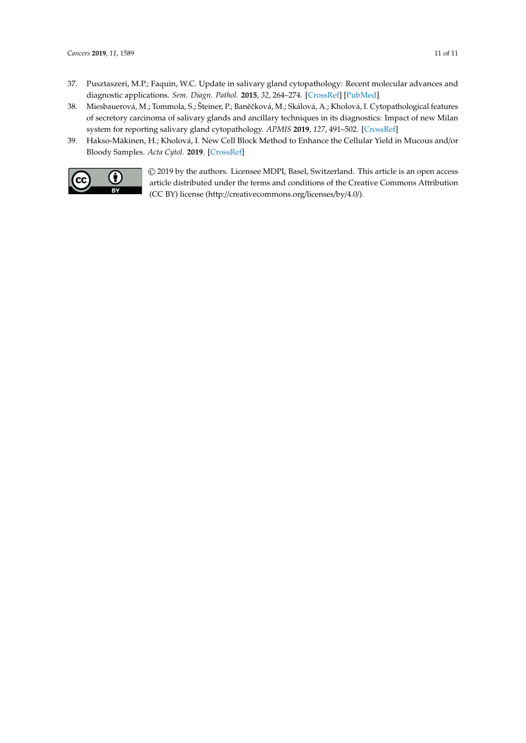37. Pusztaszeri, M.P.; Faquin, W.C. Update in salivary gland cytopathology: Recent molecular advances and diagnostic applications. *Sem. Diagn. Pathol.* **2015**, *32*, 264–274. [CrossRef] [PubMed]
38. Miesbauerová, M.; Tommola, S.; Šteiner, P.; Baněčková, M.; Skálová, A.; Kholová, I. Cytopathological features of secretory carcinoma of salivary glands and ancillary techniques in its diagnostics: Impact of new Milan system for reporting salivary gland cytopathology. *APMIS* **2019**, *127*, 491–502. [CrossRef]
39. Hakso-Mäkinen, H.; Kholová, I. New Cell Block Method to Enhance the Cellular Yield in Mucous and/or Bloody Samples. *Acta Cytol.* **2019**. [CrossRef]

© 2019 by the authors. Licensee MDPI, Basel, Switzerland. This article is an open access article distributed under the terms and conditions of the Creative Commons Attribution (CC BY) license (http://creativecommons.org/licenses/by/4.0/).